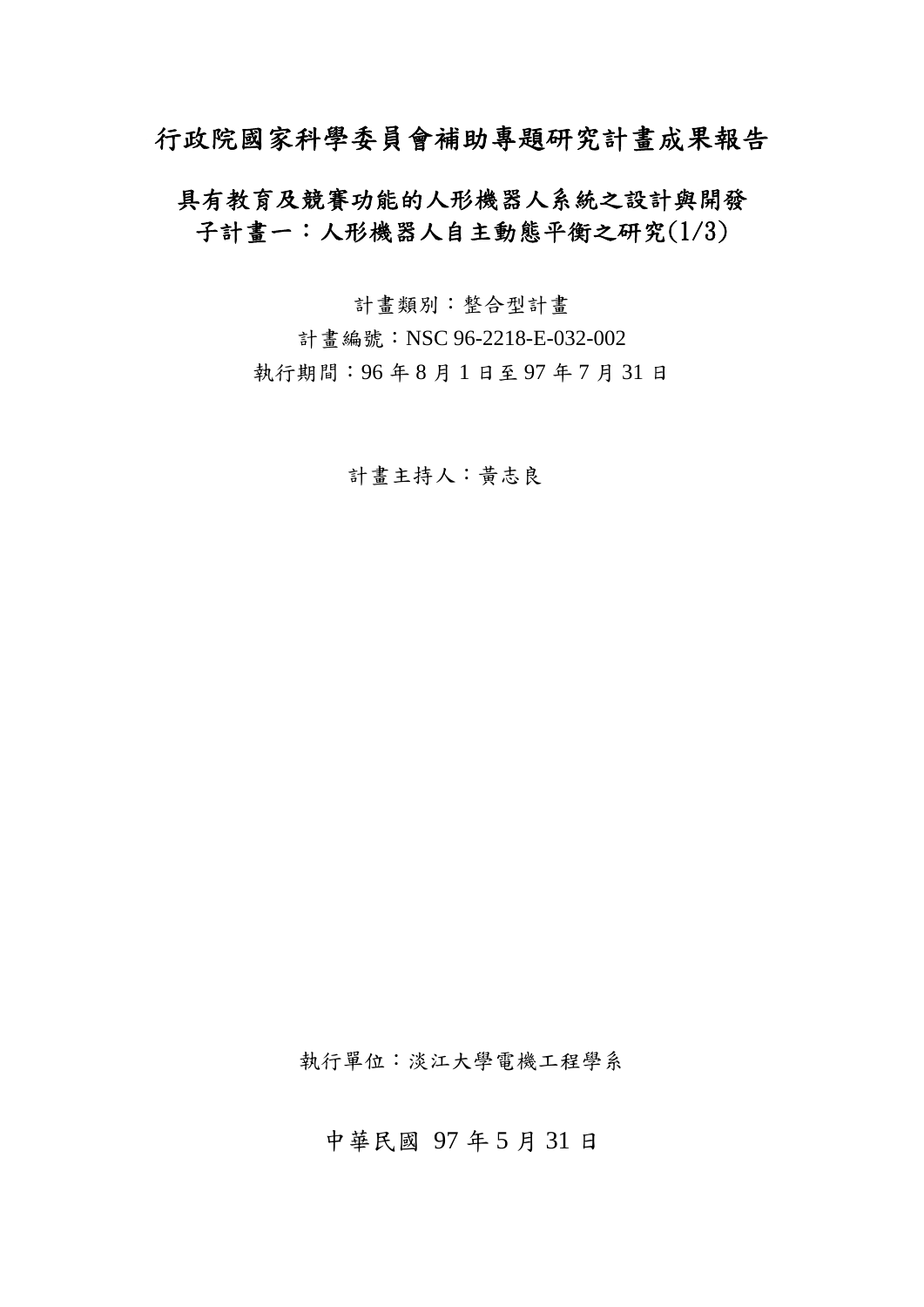# 行政院國家科學委員會補助專題研究計畫成果報告

## 具有教育及競賽功能的人形機器人系統之設計與開發
## 子計畫一：人形機器人自主動態平衡之研究(1/3)

計畫類別：整合型計畫

計畫編號：NSC 96-2218-E-032-002

執行期間：96 年 8 月 1 日至 97 年 7 月 31 日

計畫主持人：黃志良

執行單位：淡江大學電機工程學系

中華民國 97 年 5 月 31 日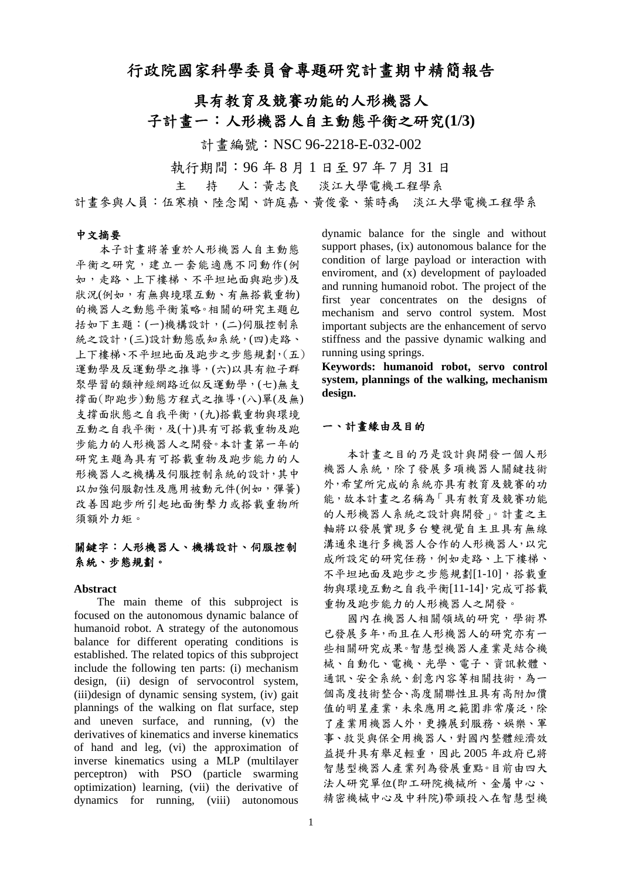# 行政院國家科學委員會專題研究計畫期中精簡報告

## 具有教育及競賽功能的人形機器人

## 子計畫一：人形機器人自主動態平衡之研究(1/3)

計畫編號：NSC 96-2218-E-032-002

執行期間：96 年 8 月 1 日至 97 年 7 月 31 日

主　持　人：黃志良　淡江大學電機工程學系

計畫參與人員：伍寒楨、陸念聞、許庭嘉、黃俊豪、葉時禹　淡江大學電機工程學系

### 中文摘要

本子計畫將著重於人形機器人自主動態平衡之研究，建立一套能適應不同動作(例如，走路、上下樓梯、不平坦地面與跑步)及狀況(例如，有無與境環互動、有無搭載重物)的機器人之動態平衡策略。相關的研究主題包括如下主題：(一)機構設計，(二)伺服控制系統之設計，(三)設計動態感知系統，(四)走路、上下樓梯、不平坦地面及跑步之步態規劃，(五）運動學及反運動學之推導，(六)以具有粒子群聚學習的類神經網路近似反運動學，(七)無支撐面(即跑步)動態方程式之推導，(八)單(及無)支撐面狀態之自我平衡，(九)搭載重物與環境互動之自我平衡，及(十)具有可搭載重物及跑步能力的人形機器人之開發。本計畫第一年的研究主題為具有可搭載重物及跑步能力的人形機器人之機構及伺服控制系統的設計，其中以加強伺服韌性及應用被動元件(例如，彈簧)改善因跑步所引起地面衝擊力或搭載重物所須額外力矩。

**關鍵字：人形機器人、機構設計、伺服控制系統、步態規劃。**

### Abstract

The main theme of this subproject is focused on the autonomous dynamic balance of humanoid robot. A strategy of the autonomous balance for different operating conditions is established. The related topics of this subproject include the following ten parts: (i) mechanism design, (ii) design of servocontrol system, (iii)design of dynamic sensing system, (iv) gait plannings of the walking on flat surface, step and uneven surface, and running, (v) the derivatives of kinematics and inverse kinematics of hand and leg, (vi) the approximation of inverse kinematics using a MLP (multilayer perceptron) with PSO (particle swarming optimization) learning, (vii) the derivative of dynamics for running, (viii) autonomous dynamic balance for the single and without support phases, (ix) autonomous balance for the condition of large payload or interaction with enviroment, and (x) development of payloaded and running humanoid robot. The project of the first year concentrates on the designs of mechanism and servo control system. Most important subjects are the enhancement of servo stiffness and the passive dynamic walking and running using springs.

**Keywords: humanoid robot, servo control system, plannings of the walking, mechanism design.**

### 一、計畫緣由及目的

本計畫之目的乃是設計與開發一個人形機器人系統，除了發展多項機器人關鍵技術外，希望所完成的系統亦具有教育及競賽的功能，故本計畫之名稱為「具有教育及競賽功能的人形機器人系統之設計與開發」。計畫之主軸將以發展實現多台雙視覺自主且具有無線溝通來進行多機器人合作的人形機器人，以完成所設定的研究任務，例如走路、上下樓梯、不平坦地面及跑步之步態規劃[1-10]，搭載重物與環境互動之自我平衡[11-14]，完成可搭載重物及跑步能力的人形機器人之開發。

國內在機器人相關領域的研究，學術界已發展多年，而且在人形機器人的研究亦有一些相關研究成果。智慧型機器人產業是結合機械、自動化、電機、光學、電子、資訊軟體、通訊、安全系統、創意內容等相關技術，為一個高度技術整合、高度關聯性且具有高附加價值的明星產業，未來應用之範圍非常廣泛，除了產業用機器人外，更擴展到服務、娛樂、軍事、救災與保全用機器人，對國內整體經濟效益提升具有舉足輕重，因此 2005 年政府已將智慧型機器人產業列為發展重點。目前由四大法人研究單位(即工研院機械所、金屬中心、精密機械中心及中科院)帶頭投入在智慧型機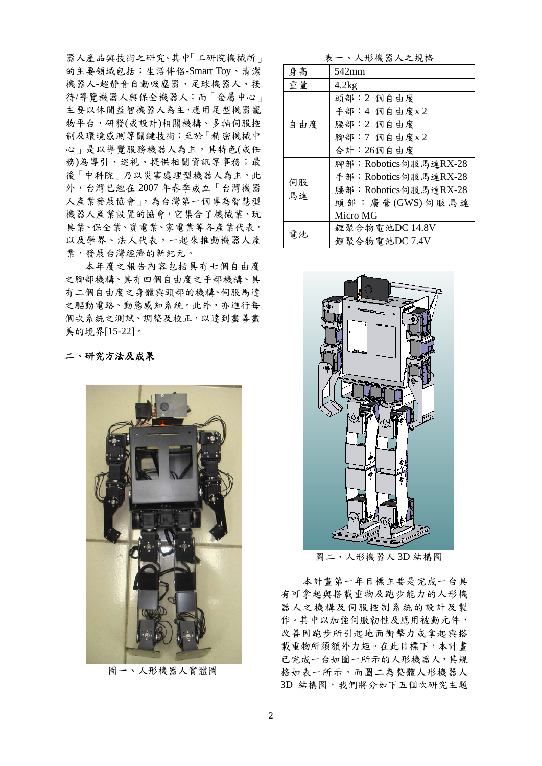器人產品與技術之研究。其中「工研院機械所」的主要領域包括：生活伴侶-Smart Toy、清潔機器人-超靜音自動吸塵器、足球機器人、接待/導覽機器人與保全機器人；而「金屬中心」主要以休閒益智機器人為主，應用足型機器寵物平台，研發(或設計)相關機構、多軸伺服控制及環境感測等關鍵技術；至於「精密機械中心」是以導覽服務機器人為主，其特色(或任務)為導引、巡視、提供相關資訊等事務；最後「中科院」乃以災害處理型機器人為主。此外，台灣已經在 2007 年春季成立「台灣機器人產業發展協會」，為台灣第一個專為智慧型機器人產業設置的協會，它集合了機械業、玩具業、保全業、資電業、家電業等各產業代表，以及學界、法人代表，一起來推動機器人產業，發展台灣經濟的新紀元。

本年度之報告內容包括具有七個自由度之腳部機構、具有四個自由度之手部機構、具有二個自由度之身體與頭部的機構、伺服馬達之驅動電路、動態感知系統。此外，亦進行每個次系統之測試、調整及校正，以達到盡善盡美的境界[15-22]。

## 二、研究方法及成果

圖一、人形機器人實體圖

表一、人形機器人之規格

| 身高 | 542mm |
|---|---|
| 重量 | 4.2kg |
| 自由度 | 頭部：2 個自由度<br>手部：4 個自由度x 2<br>腰部：2 個自由度<br>腳部：7 個自由度x 2<br>合計：26個自由度 |
| 伺服馬達 | 腳部：Robotics伺服馬達RX-28<br>手部：Robotics伺服馬達RX-28<br>腰部：Robotics伺服馬達RX-28<br>頭部：廣營(GWS)伺服馬達 Micro MG |
| 電池 | 鋰聚合物電池DC 14.8V<br>鋰聚合物電池DC 7.4V |

圖二、人形機器人 3D 結構圖

本計畫第一年目標主要是完成一台具有可拿起與搭載重物及跑步能力的人形機器人之機構及伺服控制系統的設計及製作。其中以加強伺服韌性及應用被動元件，改善因跑步所引起地面衝擊力或拿起與搭載重物所須額外力矩。在此目標下，本計畫已完成一台如圖一所示的人形機器人，其規格如表一所示。而圖二為整體人形機器人 3D 結構圖，我們將分如下五個次研究主題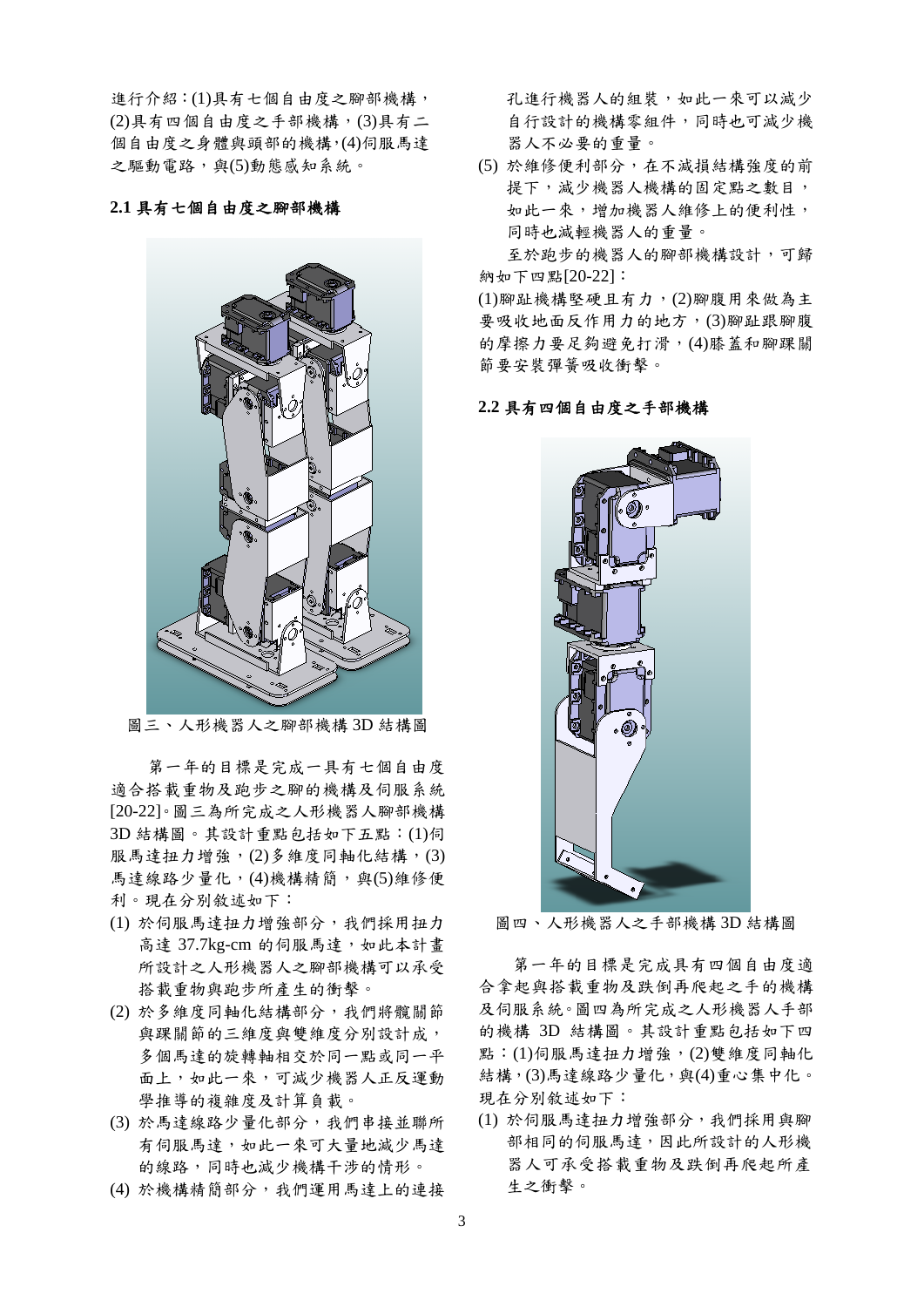進行介紹：(1)具有七個自由度之腳部機構，(2)具有四個自由度之手部機構，(3)具有二個自由度之身體與頭部的機構，(4)伺服馬達之驅動電路，與(5)動態感知系統。

### 2.1 具有七個自由度之腳部機構

圖三、人形機器人之腳部機構 3D 結構圖

第一年的目標是完成一具有七個自由度適合搭載重物及跑步之腳的機構及伺服系統[20-22]。圖三為所完成之人形機器人腳部機構 3D 結構圖。其設計重點包括如下五點：(1)伺服馬達扭力增強，(2)多維度同軸化結構，(3)馬達線路少量化，(4)機構精簡，與(5)維修便利。現在分別敘述如下：

(1) 於伺服馬達扭力增強部分，我們採用扭力高達 37.7kg-cm 的伺服馬達，如此本計畫所設計之人形機器人之腳部機構可以承受搭載重物與跑步所產生的衝擊。
(2) 於多維度同軸化結構部分，我們將髖關節與踝關節的三維度與雙維度分別設計成，多個馬達的旋轉軸相交於同一點或同一平面上，如此一來，可減少機器人正反運動學推導的複雜度及計算負載。
(3) 於馬達線路少量化部分，我們串接並聯所有伺服馬達，如此一來可大量地減少馬達的線路，同時也減少機構干涉的情形。
(4) 於機構精簡部分，我們運用馬達上的連接孔進行機器人的組裝，如此一來可以減少自行設計的機構零組件，同時也可減少機器人不必要的重量。
(5) 於維修便利部分，在不減損結構強度的前提下，減少機器人機構的固定點之數目，如此一來，增加機器人維修上的便利性，同時也減輕機器人的重量。

至於跑步的機器人的腳部機構設計，可歸納如下四點[20-22]：

(1)腳趾機構堅硬且有力，(2)腳腹用來做為主要吸收地面反作用力的地方，(3)腳趾跟腳腹的摩擦力要足夠避免打滑，(4)膝蓋和腳踝關節要安裝彈簧吸收衝擊。

### 2.2 具有四個自由度之手部機構

圖四、人形機器人之手部機構 3D 結構圖

第一年的目標是完成具有四個自由度適合拿起與搭載重物及跌倒再爬起之手的機構及伺服系統。圖四為所完成之人形機器人手部的機構 3D 結構圖。其設計重點包括如下四點：(1)伺服馬達扭力增強，(2)雙維度同軸化結構，(3)馬達線路少量化，與(4)重心集中化。現在分別敘述如下：

(1) 於伺服馬達扭力增強部分，我們採用與腳部相同的伺服馬達，因此所設計的人形機器人可承受搭載重物及跌倒再爬起所產生之衝擊。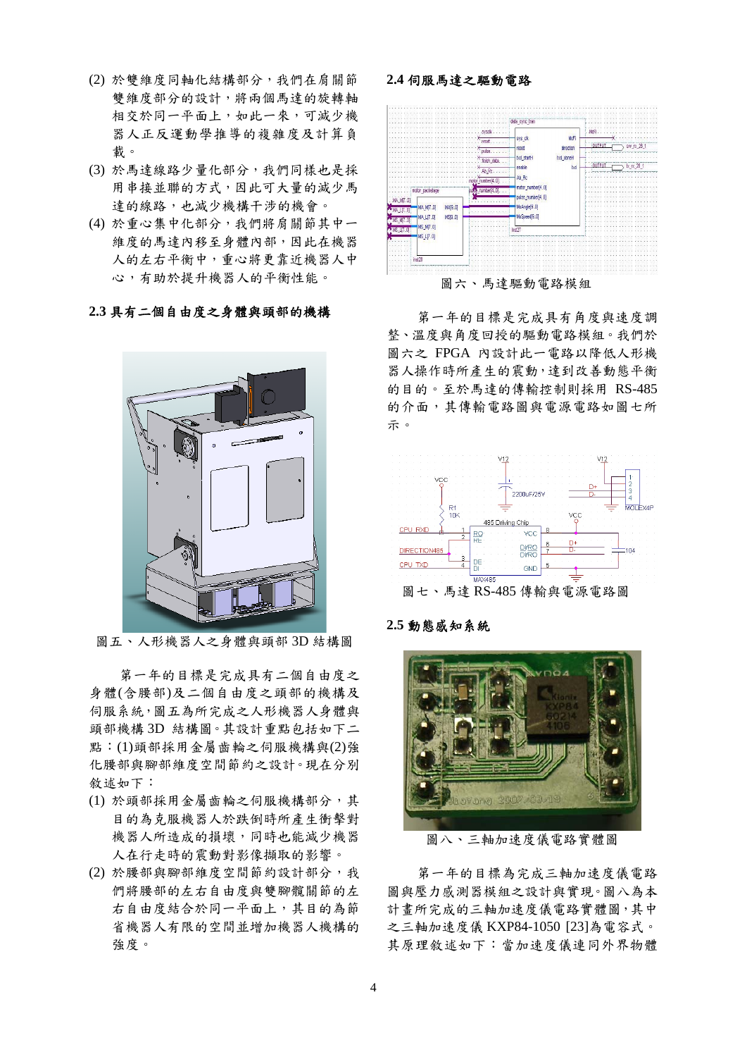(2) 於雙維度同軸化結構部分，我們在肩關節雙維度部分的設計，將兩個馬達的旋轉軸相交於同一平面上，如此一來，可減少機器人正反運動學推導的複雜度及計算負載。

(3) 於馬達線路少量化部分，我們同樣也是採用串接並聯的方式，因此可大量的減少馬達的線路，也減少機構干涉的機會。

(4) 於重心集中化部分，我們將肩關節其中一維度的馬達內移至身體內部，因此在機器人的左右平衡中，重心將更靠近機器人中心，有助於提升機器人的平衡性能。

### 2.3 具有二個自由度之身體與頭部的機構

圖五、人形機器人之身體與頭部 3D 結構圖

第一年的目標是完成具有二個自由度之身體(含腰部)及二個自由度之頭部的機構及伺服系統，圖五為所完成之人形機器人身體與頭部機構 3D 結構圖。其設計重點包括如下二點：(1)頭部採用金屬齒輪之伺服機構與(2)強化腰部與腳部維度空間節約之設計。現在分別敘述如下：

(1) 於頭部採用金屬齒輪之伺服機構部分，其目的為克服機器人於跌倒時所產生衝擊對機器人所造成的損壞，同時也能減少機器人在行走時的震動對影像擷取的影響。

(2) 於腰部與腳部維度空間節約設計部分，我們將腰部的左右自由度與雙腳髖關節的左右自由度結合於同一平面上，其目的為節省機器人有限的空間並增加機器人機構的強度。

### 2.4 伺服馬達之驅動電路

圖六、馬達驅動電路模組

第一年的目標是完成具有角度與速度調整、溫度與角度回授的驅動電路模組。我們於圖六之 FPGA 內設計此一電路以降低人形機器人操作時所產生的震動，達到改善動態平衡的目的。至於馬達的傳輸控制則採用 RS-485 的介面，其傳輸電路圖與電源電路如圖七所示。

圖七、馬達 RS-485 傳輸與電源電路圖

### 2.5 動態感知系統

圖八、三軸加速度儀電路實體圖

第一年的目標為完成三軸加速度儀電路圖與壓力感測器模組之設計與實現。圖八為本計畫所完成的三軸加速度儀電路實體圖，其中之三軸加速度儀 KXP84-1050 [23]為電容式。其原理敘述如下：當加速度儀連同外界物體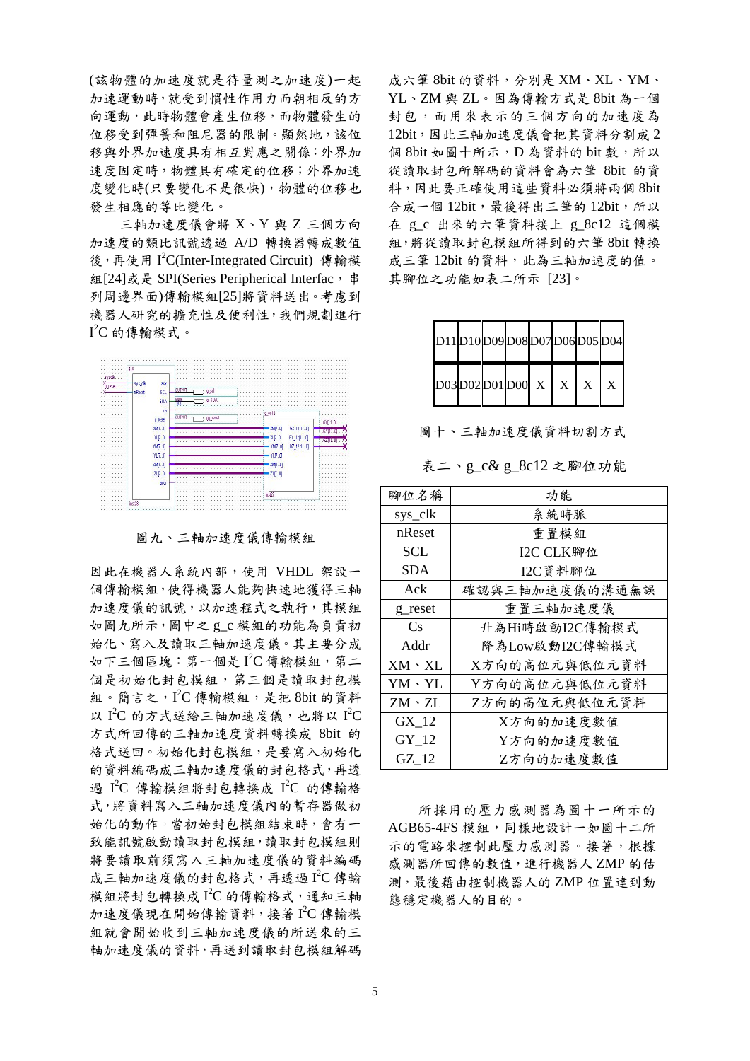(該物體的加速度就是待量測之加速度)一起加速運動時，就受到慣性作用力而朝相反的方向運動，此時物體會產生位移，而物體發生的位移受到彈簧和阻尼器的限制。顯然地，該位移與外界加速度具有相互對應之關係：外界加速度固定時，物體具有確定的位移；外界加速度變化時(只要變化不是很快)，物體的位移也發生相應的等比變化。

三軸加速度儀會將 X、Y 與 Z 三個方向加速度的類比訊號透過 A/D 轉換器轉成數值後，再使用 I²C(Inter-Integrated Circuit) 傳輸模組[24]或是 SPI(Series Peripherical Interfac，串列周邊界面)傳輸模組[25]將資料送出。考慮到機器人研究的擴充性及便利性，我們規劃進行 I²C 的傳輸模式。

圖九、三軸加速度儀傳輸模組

因此在機器人系統內部，使用 VHDL 架設一個傳輸模組，使得機器人能夠快速地獲得三軸加速度儀的訊號，以加速程式之執行，其模組如圖九所示，圖中之 g_c 模組的功能為負責初始化、寫入及讀取三軸加速度儀。其主要分成如下三個區塊：第一個是 I²C 傳輸模組，第二個是初始化封包模組，第三個是讀取封包模組。簡言之，I²C 傳輸模組，是把 8bit 的資料以 I²C 的方式送給三軸加速度儀，也將以 I²C 方式所回傳的三軸加速度資料轉換成 8bit 的格式送回。初始化封包模組，是要寫入初始化的資料編碼成三軸加速度儀的封包格式，再透過 I²C 傳輸模組將封包轉換成 I²C 的傳輸格式，將資料寫入三軸加速度儀內的暫存器做初始化的動作。當初始封包模組結束時，會有一致能訊號啟動讀取封包模組，讀取封包模組則將要讀取前須寫入三軸加速度儀的資料編碼成三軸加速度儀的封包格式，再透過 I²C 傳輸模組將封包轉換成 I²C 的傳輸格式，通知三軸加速度儀現在開始傳輸資料，接著 I²C 傳輸模組就會開始收到三軸加速度儀的所送來的三軸加速度儀的資料，再送到讀取封包模組解碼成六筆 8bit 的資料，分別是 XM、XL、YM、YL、ZM 與 ZL。因為傳輸方式是 8bit 為一個封包，而用來表示的三個方向的加速度為 12bit，因此三軸加速度儀會把其資料分割成 2 個 8bit 如圖十所示，D 為資料的 bit 數，所以從讀取封包所解碼的資料會為六筆 8bit 的資料，因此要正確使用這些資料必須將兩個 8bit 合成一個 12bit，最後得出三筆的 12bit，所以在 g_c 出來的六筆資料接上 g_8c12 這個模組，將從讀取封包模組所得到的六筆 8bit 轉換成三筆 12bit 的資料，此為三軸加速度的值。其腳位之功能如表二所示 [23]。

| D11 | D10 | D09 | D08 | D07 | D06 | D05 | D04 |
|---|---|---|---|---|---|---|---|
| D03 | D02 | D01 | D00 | X | X | X | X |

圖十、三軸加速度儀資料切割方式

表二、g_c& g_8c12 之腳位功能

| 腳位名稱 | 功能 |
|---|---|
| sys_clk | 系統時脈 |
| nReset | 重置模組 |
| SCL | I2C CLK腳位 |
| SDA | I2C資料腳位 |
| Ack | 確認與三軸加速度儀的溝通無誤 |
| g_reset | 重置三軸加速度儀 |
| Cs | 升為Hi時啟動I2C傳輸模式 |
| Addr | 降為Low啟動I2C傳輸模式 |
| XM、XL | X方向的高位元與低位元資料 |
| YM、YL | Y方向的高位元與低位元資料 |
| ZM、ZL | Z方向的高位元與低位元資料 |
| GX_12 | X方向的加速度數值 |
| GY_12 | Y方向的加速度數值 |
| GZ_12 | Z方向的加速度數值 |

所採用的壓力感測器為圖十一所示的 AGB65-4FS 模組，同樣地設計一如圖十二所示的電路來控制此壓力感測器。接著，根據感測器所回傳的數值，進行機器人 ZMP 的估測，最後藉由控制機器人的 ZMP 位置達到動態穩定機器人的目的。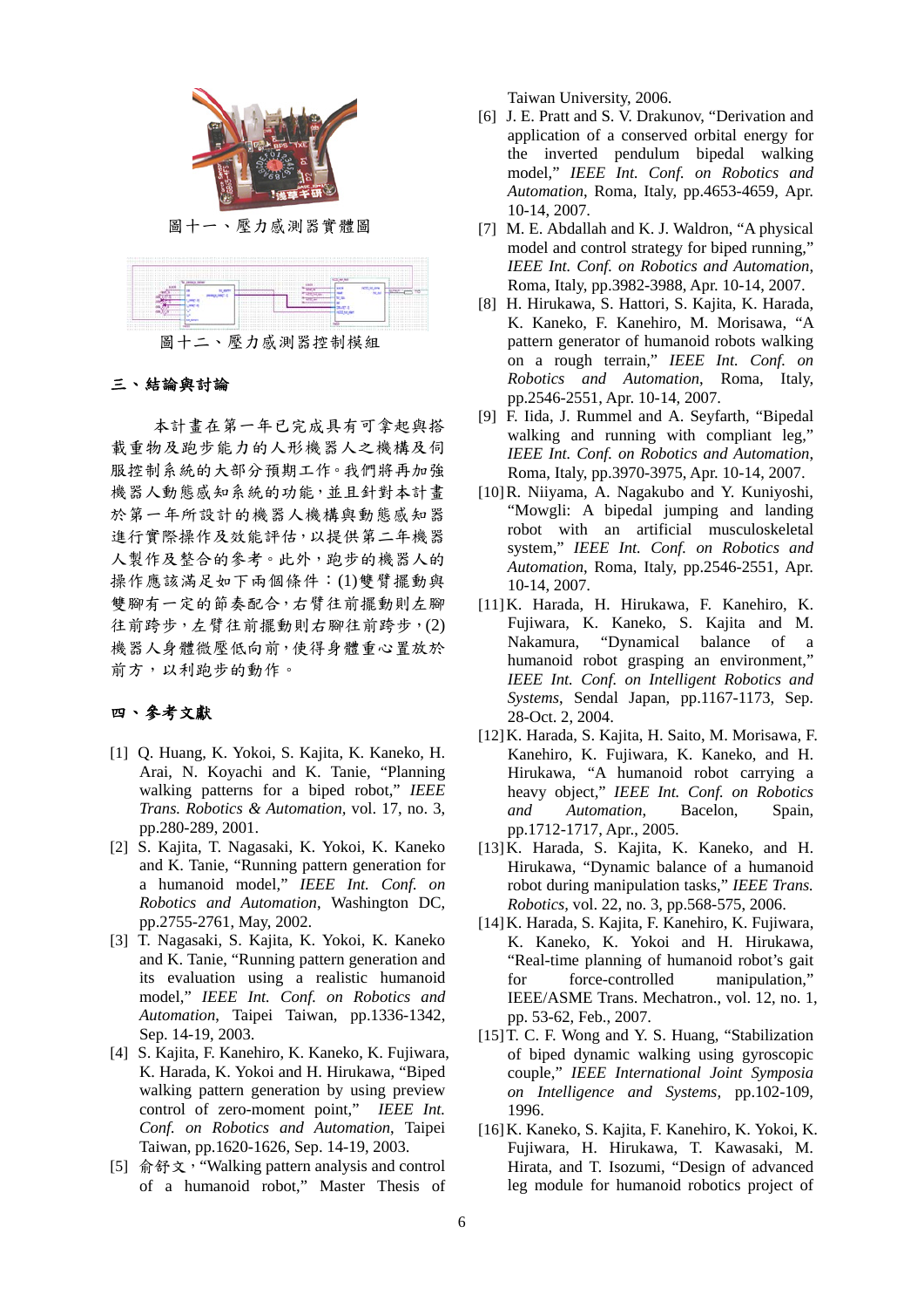圖十一、壓力感測器實體圖

圖十二、壓力感測器控制模組

## 三、結論與討論

本計畫在第一年已完成具有可拿起與搭載重物及跑步能力的人形機器人之機構及伺服控制系統的大部分預期工作。我們將再加強機器人動態感知系統的功能，並且針對本計畫於第一年所設計的機器人機構與動態感知器進行實際操作及效能評估，以提供第二年機器人製作及整合的參考。此外，跑步的機器人的操作應該滿足如下兩個條件：(1)雙臂擺動與雙腳有一定的節奏配合，右臂往前擺動則左腳往前跨步，左臂往前擺動則右腳往前跨步，(2)機器人身體微壓低向前，使得身體重心置放於前方，以利跑步的動作。

## 四、參考文獻

[1] Q. Huang, K. Yokoi, S. Kajita, K. Kaneko, H. Arai, N. Koyachi and K. Tanie, "Planning walking patterns for a biped robot," *IEEE Trans. Robotics & Automation*, vol. 17, no. 3, pp.280-289, 2001.

[2] S. Kajita, T. Nagasaki, K. Yokoi, K. Kaneko and K. Tanie, "Running pattern generation for a humanoid model," *IEEE Int. Conf. on Robotics and Automation*, Washington DC, pp.2755-2761, May, 2002.

[3] T. Nagasaki, S. Kajita, K. Yokoi, K. Kaneko and K. Tanie, "Running pattern generation and its evaluation using a realistic humanoid model," *IEEE Int. Conf. on Robotics and Automation*, Taipei Taiwan, pp.1336-1342, Sep. 14-19, 2003.

[4] S. Kajita, F. Kanehiro, K. Kaneko, K. Fujiwara, K. Harada, K. Yokoi and H. Hirukawa, "Biped walking pattern generation by using preview control of zero-moment point," *IEEE Int. Conf. on Robotics and Automation*, Taipei Taiwan, pp.1620-1626, Sep. 14-19, 2003.

[5] 俞舒文，"Walking pattern analysis and control of a humanoid robot," Master Thesis of Taiwan University, 2006.

[6] J. E. Pratt and S. V. Drakunov, "Derivation and application of a conserved orbital energy for the inverted pendulum bipedal walking model," *IEEE Int. Conf. on Robotics and Automation*, Roma, Italy, pp.4653-4659, Apr. 10-14, 2007.

[7] M. E. Abdallah and K. J. Waldron, "A physical model and control strategy for biped running," *IEEE Int. Conf. on Robotics and Automation*, Roma, Italy, pp.3982-3988, Apr. 10-14, 2007.

[8] H. Hirukawa, S. Hattori, S. Kajita, K. Harada, K. Kaneko, F. Kanehiro, M. Morisawa, "A pattern generator of humanoid robots walking on a rough terrain," *IEEE Int. Conf. on Robotics and Automation*, Roma, Italy, pp.2546-2551, Apr. 10-14, 2007.

[9] F. Iida, J. Rummel and A. Seyfarth, "Bipedal walking and running with compliant leg," *IEEE Int. Conf. on Robotics and Automation*, Roma, Italy, pp.3970-3975, Apr. 10-14, 2007.

[10] R. Niiyama, A. Nagakubo and Y. Kuniyoshi, "Mowgli: A bipedal jumping and landing robot with an artificial musculoskeletal system," *IEEE Int. Conf. on Robotics and Automation*, Roma, Italy, pp.2546-2551, Apr. 10-14, 2007.

[11] K. Harada, H. Hirukawa, F. Kanehiro, K. Fujiwara, K. Kaneko, S. Kajita and M. Nakamura, "Dynamical balance of a humanoid robot grasping an environment," *IEEE Int. Conf. on Intelligent Robotics and Systems*, Sendal Japan, pp.1167-1173, Sep. 28-Oct. 2, 2004.

[12] K. Harada, S. Kajita, H. Saito, M. Morisawa, F. Kanehiro, K. Fujiwara, K. Kaneko, and H. Hirukawa, "A humanoid robot carrying a heavy object," *IEEE Int. Conf. on Robotics and Automation*, Bacelon, Spain, pp.1712-1717, Apr., 2005.

[13] K. Harada, S. Kajita, K. Kaneko, and H. Hirukawa, "Dynamic balance of a humanoid robot during manipulation tasks," *IEEE Trans. Robotics*, vol. 22, no. 3, pp.568-575, 2006.

[14] K. Harada, S. Kajita, F. Kanehiro, K. Fujiwara, K. Kaneko, K. Yokoi and H. Hirukawa, "Real-time planning of humanoid robot's gait for force-controlled manipulation," IEEE/ASME Trans. Mechatron., vol. 12, no. 1, pp. 53-62, Feb., 2007.

[15] T. C. F. Wong and Y. S. Huang, "Stabilization of biped dynamic walking using gyroscopic couple," *IEEE International Joint Symposia on Intelligence and Systems*, pp.102-109, 1996.

[16] K. Kaneko, S. Kajita, F. Kanehiro, K. Yokoi, K. Fujiwara, H. Hirukawa, T. Kawasaki, M. Hirata, and T. Isozumi, "Design of advanced leg module for humanoid robotics project of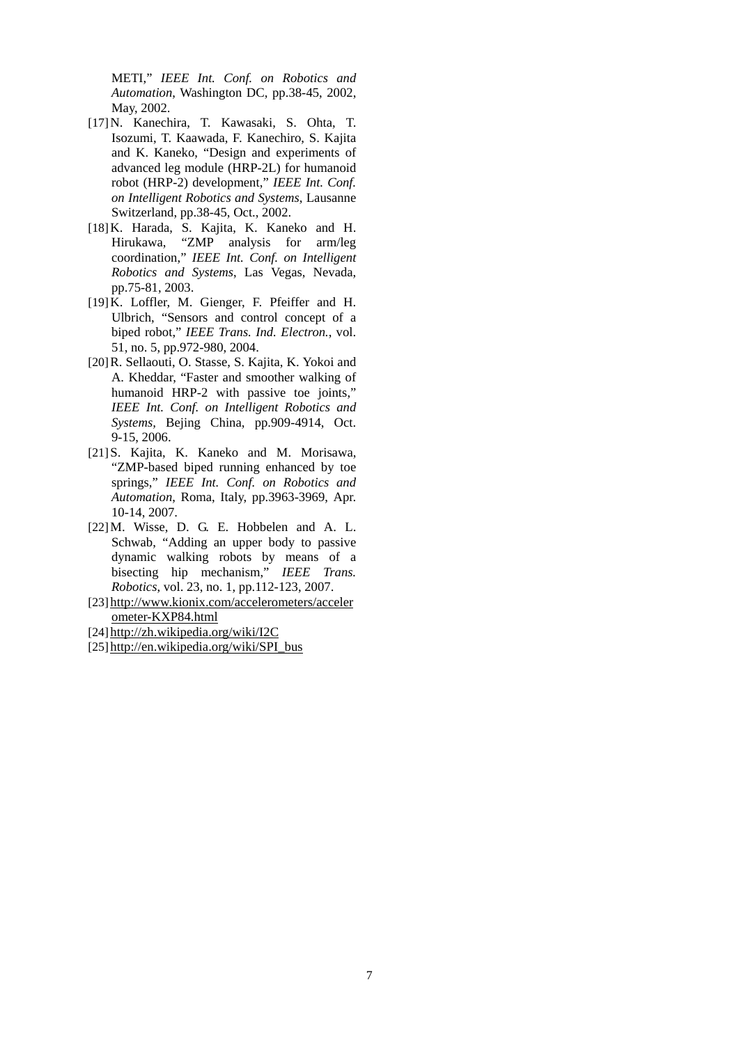METI," *IEEE Int. Conf. on Robotics and Automation*, Washington DC, pp.38-45, 2002, May, 2002.

[17] N. Kanechira, T. Kawasaki, S. Ohta, T. Isozumi, T. Kaawada, F. Kanechiro, S. Kajita and K. Kaneko, "Design and experiments of advanced leg module (HRP-2L) for humanoid robot (HRP-2) development," *IEEE Int. Conf. on Intelligent Robotics and Systems*, Lausanne Switzerland, pp.38-45, Oct., 2002.

[18] K. Harada, S. Kajita, K. Kaneko and H. Hirukawa, "ZMP analysis for arm/leg coordination," *IEEE Int. Conf. on Intelligent Robotics and Systems*, Las Vegas, Nevada, pp.75-81, 2003.

[19] K. Loffler, M. Gienger, F. Pfeiffer and H. Ulbrich, "Sensors and control concept of a biped robot," *IEEE Trans. Ind. Electron.*, vol. 51, no. 5, pp.972-980, 2004.

[20] R. Sellaouti, O. Stasse, S. Kajita, K. Yokoi and A. Kheddar, "Faster and smoother walking of humanoid HRP-2 with passive toe joints," *IEEE Int. Conf. on Intelligent Robotics and Systems*, Bejing China, pp.909-4914, Oct. 9-15, 2006.

[21] S. Kajita, K. Kaneko and M. Morisawa, "ZMP-based biped running enhanced by toe springs," *IEEE Int. Conf. on Robotics and Automation*, Roma, Italy, pp.3963-3969, Apr. 10-14, 2007.

[22] M. Wisse, D. G. E. Hobbelen and A. L. Schwab, "Adding an upper body to passive dynamic walking robots by means of a bisecting hip mechanism," *IEEE Trans. Robotics*, vol. 23, no. 1, pp.112-123, 2007.

[23] http://www.kionix.com/accelerometers/accelerometer-KXP84.html

[24] http://zh.wikipedia.org/wiki/I2C

[25] http://en.wikipedia.org/wiki/SPI_bus